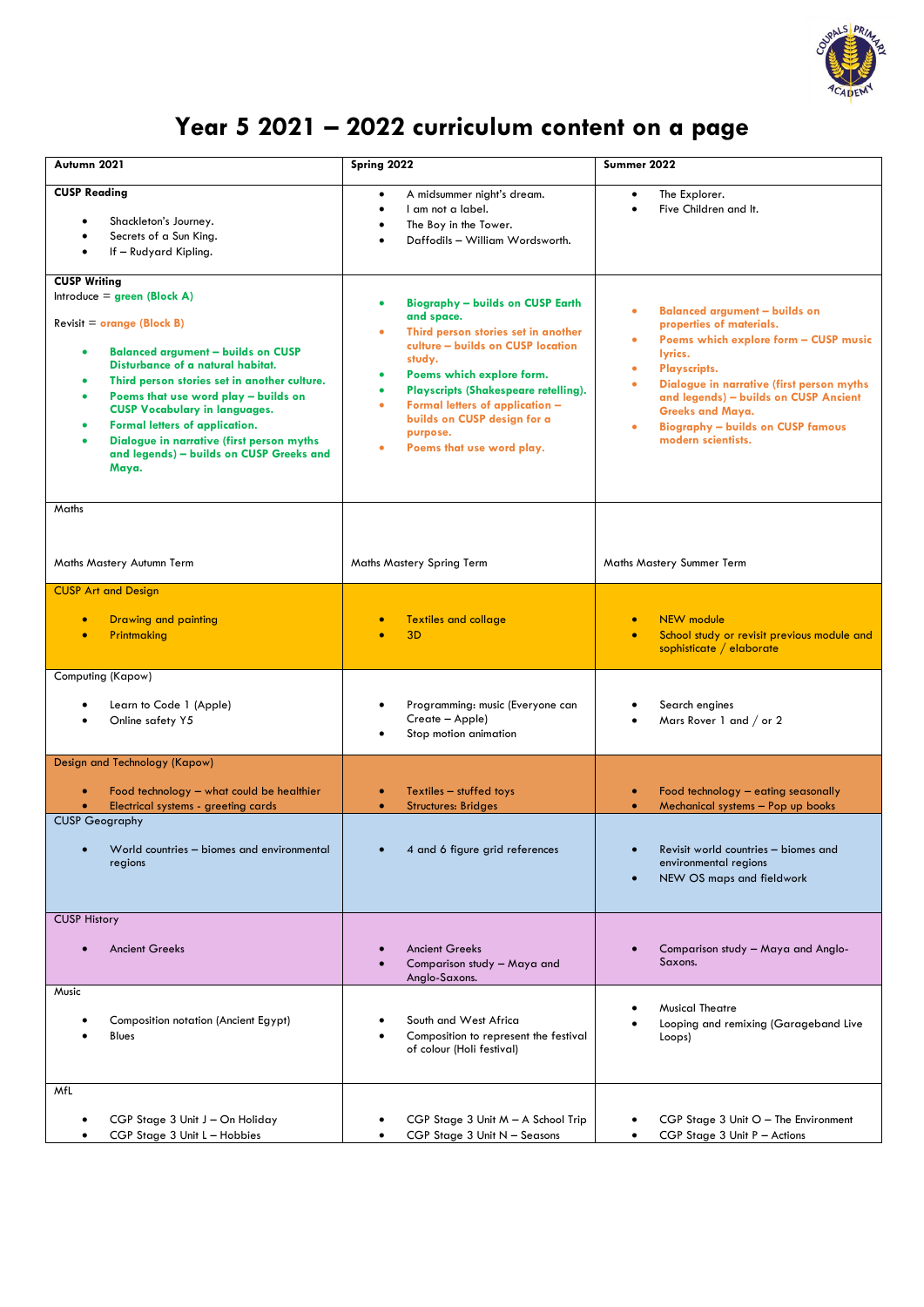# Year 5 2021 – 2022 curriculum content on a page

| Autumn 2021 | Spring 2022 | Summer 2022 |
|---|---|---|
| **CUSP Reading**<br>• Shackleton's Journey.<br>• Secrets of a Sun King.<br>• If – Rudyard Kipling. | • A midsummer night's dream.<br>• I am not a label.<br>• The Boy in the Tower.<br>• Daffodils – William Wordsworth. | • The Explorer.<br>• Five Children and It. |
| **CUSP Writing**<br>Introduce = **green (Block A)**<br>Revisit = **orange (Block B)**<br>• **Balanced argument – builds on CUSP Disturbance of a natural habitat.**<br>• **Third person stories set in another culture.**<br>• **Poems that use word play – builds on CUSP Vocabulary in languages.**<br>• **Formal letters of application.**<br>• **Dialogue in narrative (first person myths and legends) – builds on CUSP Greeks and Maya.** | • **Biography – builds on CUSP Earth and space.**<br>• **Third person stories set in another culture – builds on CUSP location study.**<br>• **Poems which explore form.**<br>• **Playscripts (Shakespeare retelling).**<br>• **Formal letters of application – builds on CUSP design for a purpose.**<br>• **Poems that use word play.** | • **Balanced argument – builds on properties of materials.**<br>• **Poems which explore form – CUSP music lyrics.**<br>• **Playscripts.**<br>• **Dialogue in narrative (first person myths and legends) – builds on CUSP Ancient Greeks and Maya.**<br>• **Biography – builds on CUSP famous modern scientists.** |
| Maths<br>Maths Mastery Autumn Term | Maths Mastery Spring Term | Maths Mastery Summer Term |
| CUSP Art and Design<br>• Drawing and painting<br>• Printmaking | • Textiles and collage<br>• 3D | • NEW module<br>• School study or revisit previous module and sophisticate / elaborate |
| Computing (Kapow)<br>• Learn to Code 1 (Apple)<br>• Online safety Y5 | • Programming: music (Everyone can Create – Apple)<br>• Stop motion animation | • Search engines<br>• Mars Rover 1 and / or 2 |
| Design and Technology (Kapow)<br>• Food technology – what could be healthier<br>• Electrical systems - greeting cards | • Textiles – stuffed toys<br>• Structures: Bridges | • Food technology – eating seasonally<br>• Mechanical systems – Pop up books |
| CUSP Geography<br>• World countries – biomes and environmental regions | • 4 and 6 figure grid references | • Revisit world countries – biomes and environmental regions<br>• NEW OS maps and fieldwork |
| CUSP History<br>• Ancient Greeks | • Ancient Greeks<br>• Comparison study – Maya and Anglo-Saxons. | • Comparison study – Maya and Anglo-Saxons. |
| Music<br>• Composition notation (Ancient Egypt)<br>• Blues | • South and West Africa<br>• Composition to represent the festival of colour (Holi festival) | • Musical Theatre<br>• Looping and remixing (Garageband Live Loops) |
| MfL<br>• CGP Stage 3 Unit J – On Holiday<br>• CGP Stage 3 Unit L – Hobbies | • CGP Stage 3 Unit M – A School Trip<br>• CGP Stage 3 Unit N – Seasons | • CGP Stage 3 Unit O – The Environment<br>• CGP Stage 3 Unit P – Actions |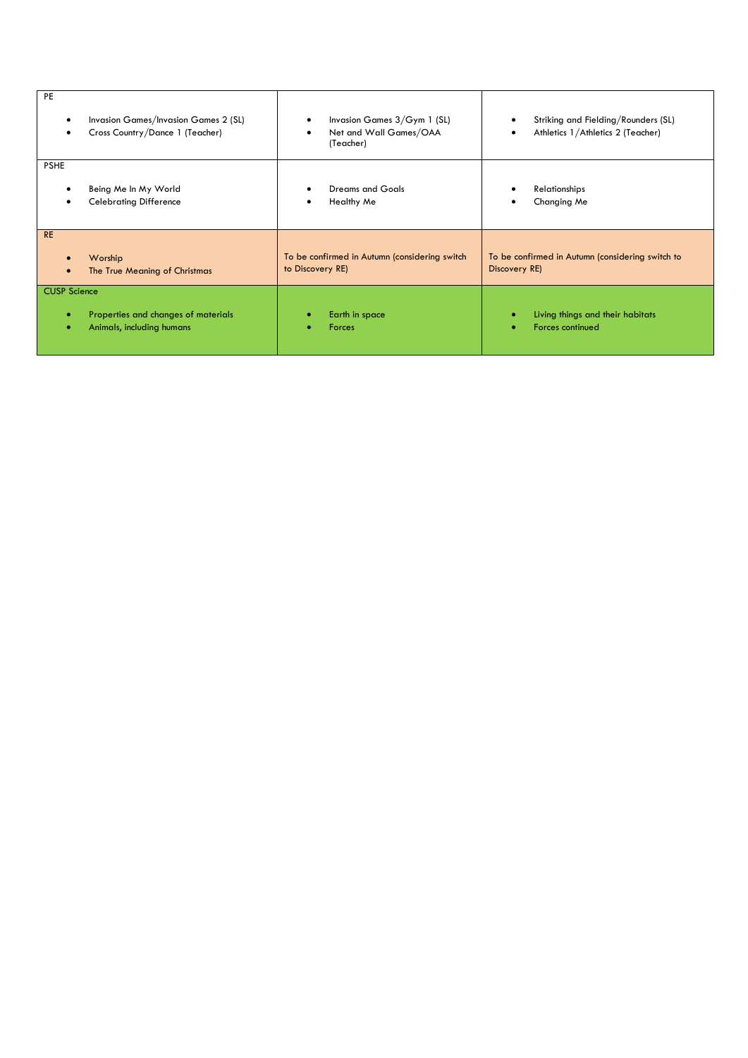| | | |
|---|---|---|
| PE<br>• Invasion Games/Invasion Games 2 (SL)<br>• Cross Country/Dance 1 (Teacher) | • Invasion Games 3/Gym 1 (SL)<br>• Net and Wall Games/OAA (Teacher) | • Striking and Fielding/Rounders (SL)<br>• Athletics 1/Athletics 2 (Teacher) |
| PSHE<br>• Being Me In My World<br>• Celebrating Difference | • Dreams and Goals<br>• Healthy Me | • Relationships<br>• Changing Me |
| RE<br>• Worship<br>• The True Meaning of Christmas | To be confirmed in Autumn (considering switch to Discovery RE) | To be confirmed in Autumn (considering switch to Discovery RE) |
| CUSP Science<br>• Properties and changes of materials<br>• Animals, including humans | • Earth in space<br>• Forces | • Living things and their habitats<br>• Forces continued |